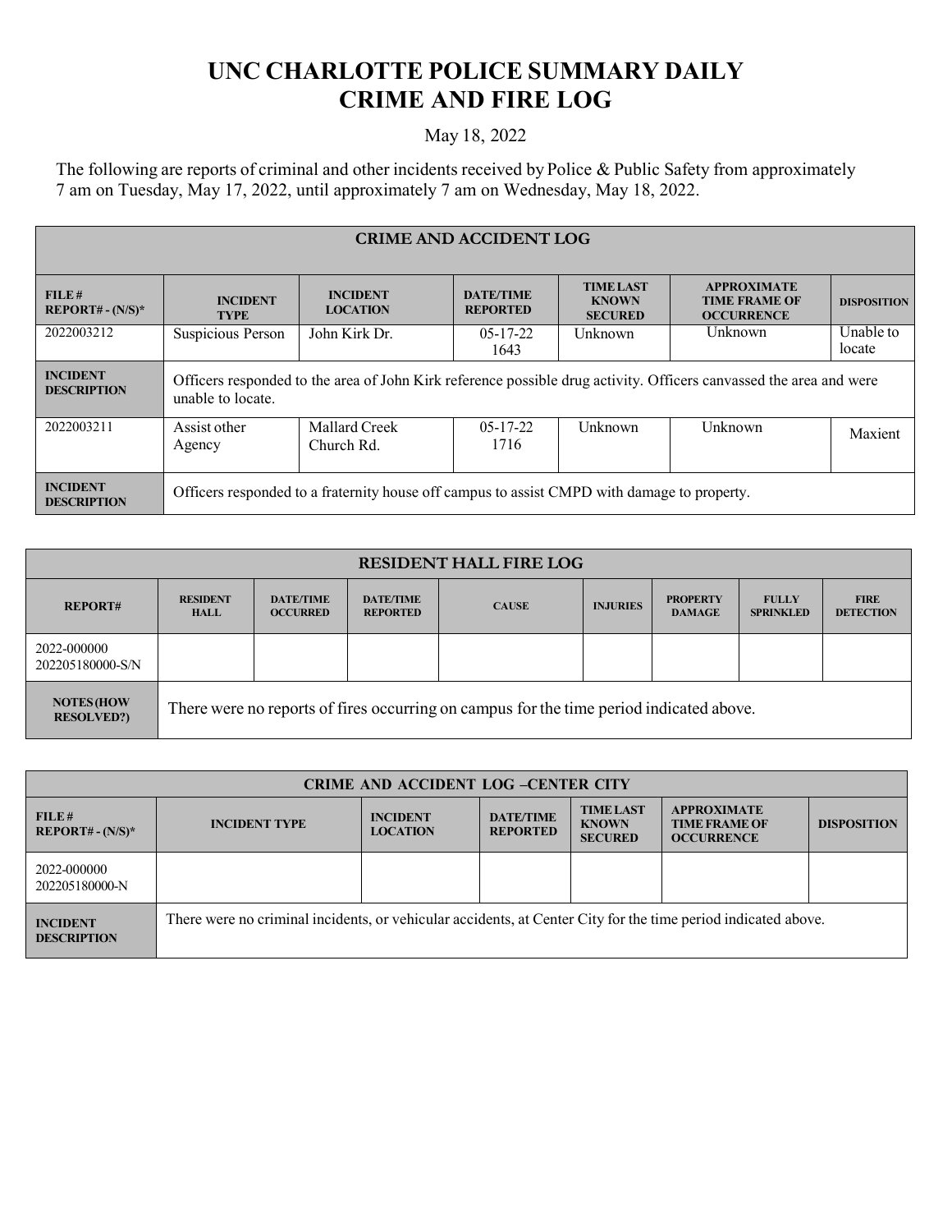# UNC CHARLOTTE POLICE SUMMARY DAILY CRIME AND FIRE LOG

May 18, 2022

The following are reports of criminal and other incidents received by Police & Public Safety from approximately 7 am on Tuesday, May 17, 2022, until approximately 7 am on Wednesday, May 18, 2022.

| CRIME AND ACCIDENT LOG | | | | | | |
|---|---|---|---|---|---|---|
| **FILE # REPORT# - (N/S)*** | **INCIDENT TYPE** | **INCIDENT LOCATION** | **DATE/TIME REPORTED** | **TIME LAST KNOWN SECURED** | **APPROXIMATE TIME FRAME OF OCCURRENCE** | **DISPOSITION** |
| 2022003212 | Suspicious Person | John Kirk Dr. | 05-17-22 1643 | Unknown | Unknown | Unable to locate |
| **INCIDENT DESCRIPTION** | Officers responded to the area of John Kirk reference possible drug activity. Officers canvassed the area and were unable to locate. | | | | | |
| 2022003211 | Assist other Agency | Mallard Creek Church Rd. | 05-17-22 1716 | Unknown | Unknown | Maxient |
| **INCIDENT DESCRIPTION** | Officers responded to a fraternity house off campus to assist CMPD with damage to property. | | | | | |

| RESIDENT HALL FIRE LOG | | | | | | | | |
|---|---|---|---|---|---|---|---|---|
| **REPORT#** | **RESIDENT HALL** | **DATE/TIME OCCURRED** | **DATE/TIME REPORTED** | **CAUSE** | **INJURIES** | **PROPERTY DAMAGE** | **FULLY SPRINKLED** | **FIRE DETECTION** |
| 2022-000000 202205180000-S/N | | | | | | | | |
| **NOTES (HOW RESOLVED?)** | There were no reports of fires occurring on campus for the time period indicated above. | | | | | | | |

| CRIME AND ACCIDENT LOG –CENTER CITY | | | | | | |
|---|---|---|---|---|---|---|
| **FILE # REPORT# - (N/S)*** | **INCIDENT TYPE** | **INCIDENT LOCATION** | **DATE/TIME REPORTED** | **TIME LAST KNOWN SECURED** | **APPROXIMATE TIME FRAME OF OCCURRENCE** | **DISPOSITION** |
| 2022-000000 202205180000-N | | | | | | |
| **INCIDENT DESCRIPTION** | There were no criminal incidents, or vehicular accidents, at Center City for the time period indicated above. | | | | | |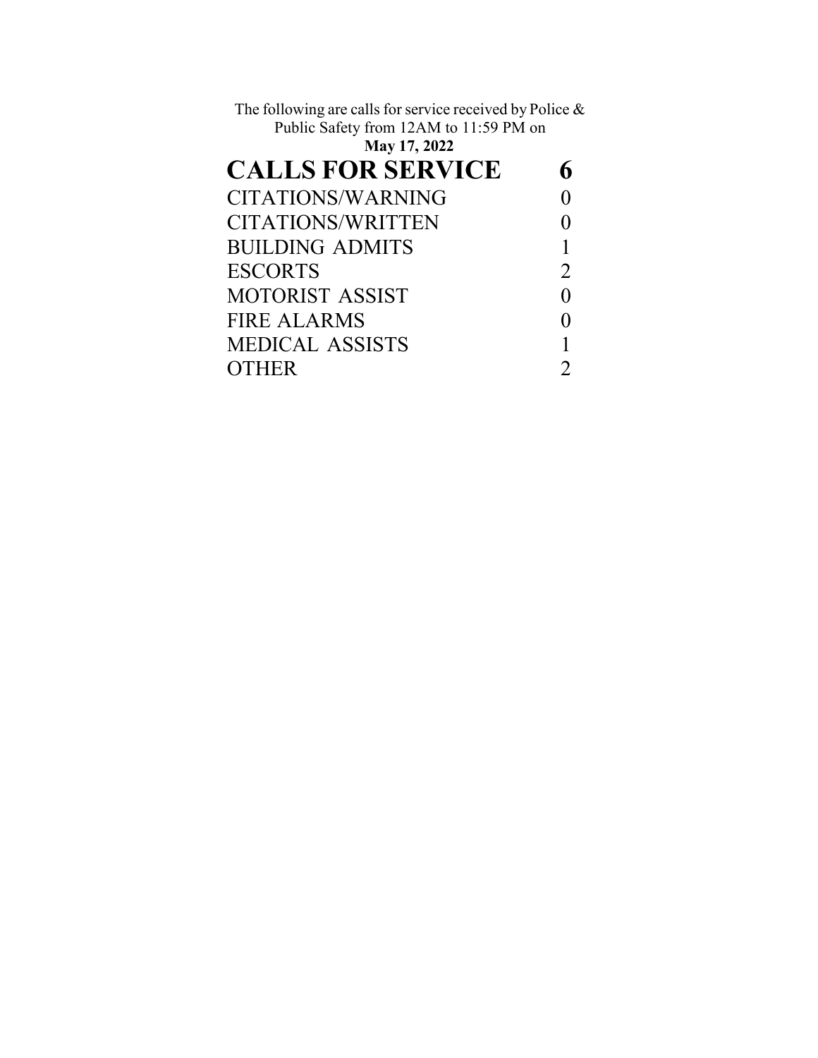The following are calls for service received by Police & Public Safety from 12AM to 11:59 PM on

**May 17, 2022**

| | |
|---|---|
| **CALLS FOR SERVICE** | **6** |
| CITATIONS/WARNING | 0 |
| CITATIONS/WRITTEN | 0 |
| BUILDING ADMITS | 1 |
| ESCORTS | 2 |
| MOTORIST ASSIST | 0 |
| FIRE ALARMS | 0 |
| MEDICAL ASSISTS | 1 |
| OTHER | 2 |